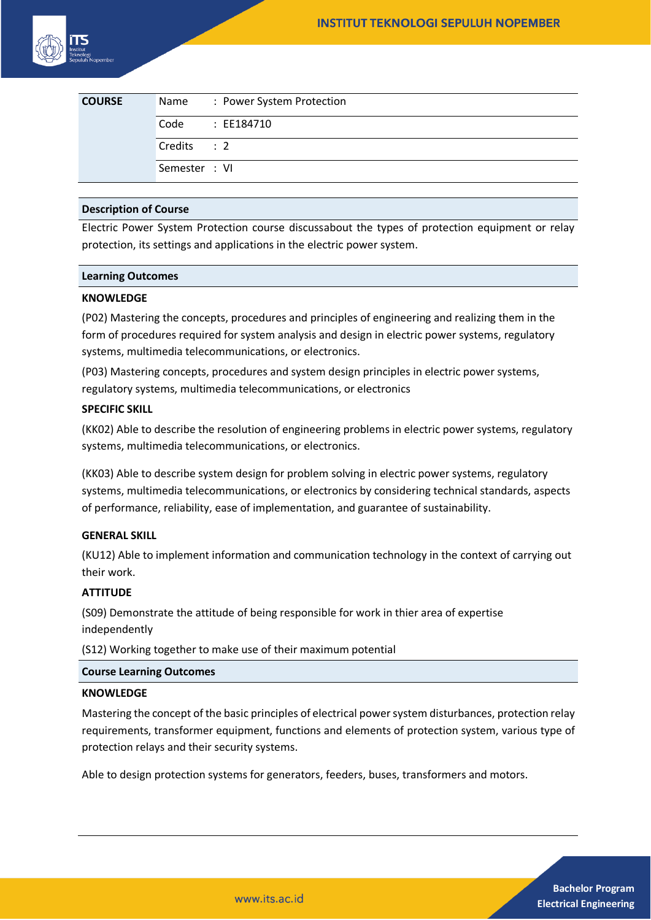| COURSE | Name | : Power System Protection |
|---|---|---|
| | Code | : EE184710 |
| | Credits | : 2 |
| | Semester | : VI |

## Description of Course

Electric Power System Protection course discussabout the types of protection equipment or relay protection, its settings and applications in the electric power system.

## Learning Outcomes

**KNOWLEDGE**

(P02) Mastering the concepts, procedures and principles of engineering and realizing them in the form of procedures required for system analysis and design in electric power systems, regulatory systems, multimedia telecommunications, or electronics.

(P03) Mastering concepts, procedures and system design principles in electric power systems, regulatory systems, multimedia telecommunications, or electronics

**SPECIFIC SKILL**

(KK02) Able to describe the resolution of engineering problems in electric power systems, regulatory systems, multimedia telecommunications, or electronics.

(KK03) Able to describe system design for problem solving in electric power systems, regulatory systems, multimedia telecommunications, or electronics by considering technical standards, aspects of performance, reliability, ease of implementation, and guarantee of sustainability.

**GENERAL SKILL**

(KU12) Able to implement information and communication technology in the context of carrying out their work.

**ATTITUDE**

(S09) Demonstrate the attitude of being responsible for work in thier area of expertise independently

(S12) Working together to make use of their maximum potential

## Course Learning Outcomes

**KNOWLEDGE**

Mastering the concept of the basic principles of electrical power system disturbances, protection relay requirements, transformer equipment, functions and elements of protection system, various type of protection relays and their security systems.

Able to design protection systems for generators, feeders, buses, transformers and motors.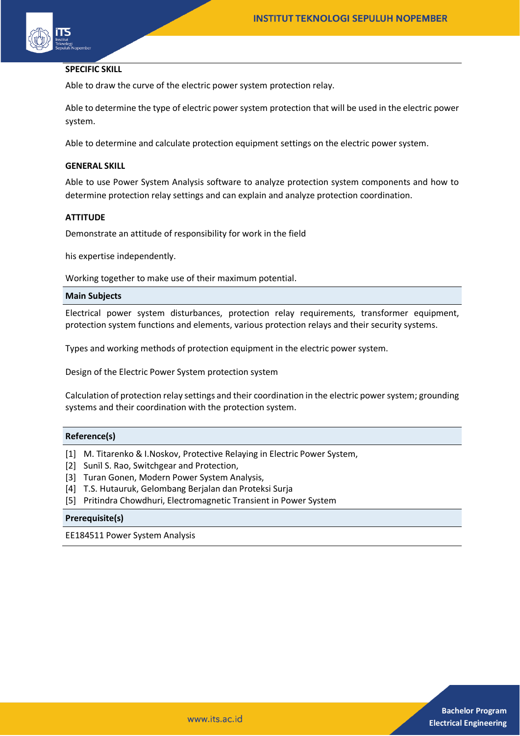**SPECIFIC SKILL**

Able to draw the curve of the electric power system protection relay.

Able to determine the type of electric power system protection that will be used in the electric power system.

Able to determine and calculate protection equipment settings on the electric power system.

**GENERAL SKILL**

Able to use Power System Analysis software to analyze protection system components and how to determine protection relay settings and can explain and analyze protection coordination.

**ATTITUDE**

Demonstrate an attitude of responsibility for work in the field

his expertise independently.

Working together to make use of their maximum potential.

**Main Subjects**

Electrical power system disturbances, protection relay requirements, transformer equipment, protection system functions and elements, various protection relays and their security systems.

Types and working methods of protection equipment in the electric power system.

Design of the Electric Power System protection system

Calculation of protection relay settings and their coordination in the electric power system; grounding systems and their coordination with the protection system.

**Reference(s)**

[1] M. Titarenko & I.Noskov, Protective Relaying in Electric Power System,
[2] Sunïl S. Rao, Switchgear and Protection,
[3] Turan Gonen, Modern Power System Analysis,
[4] T.S. Hutauruk, Gelombang Berjalan dan Proteksi Surja
[5] Pritindra Chowdhuri, Electromagnetic Transient in Power System

**Prerequisite(s)**

EE184511 Power System Analysis